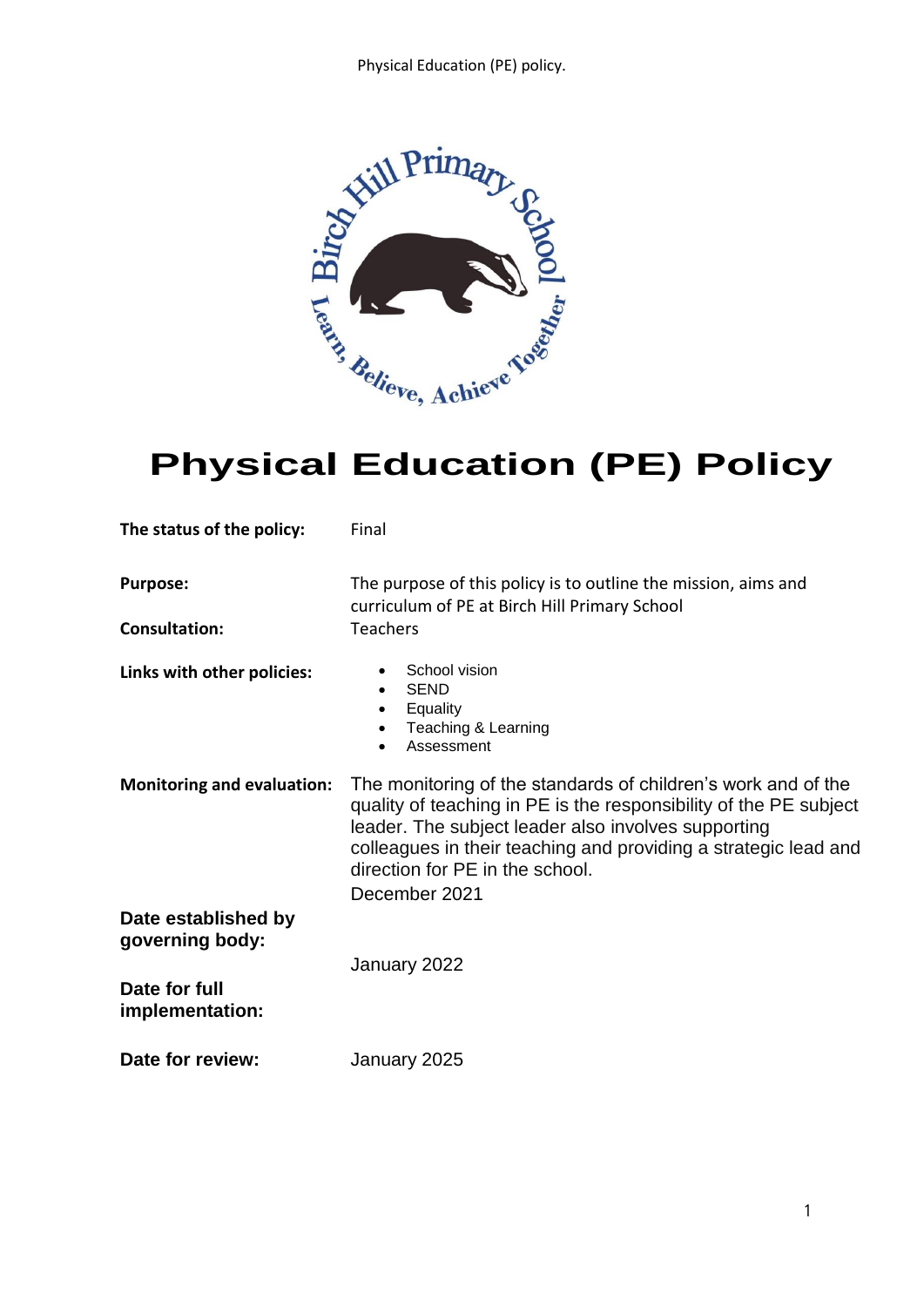# Physical Education (PE) Policy

| | |
|---|---|
| **The status of the policy:** | Final |
| **Purpose:** | The purpose of this policy is to outline the mission, aims and curriculum of PE at Birch Hill Primary School |
| **Consultation:** | Teachers |
| **Links with other policies:** | • School vision<br>• SEND<br>• Equality<br>• Teaching & Learning<br>• Assessment |
| **Monitoring and evaluation:** | The monitoring of the standards of children's work and of the quality of teaching in PE is the responsibility of the PE subject leader. The subject leader also involves supporting colleagues in their teaching and providing a strategic lead and direction for PE in the school. |
| **Date established by governing body:** | December 2021 |
| **Date for full implementation:** | January 2022 |
| **Date for review:** | January 2025 |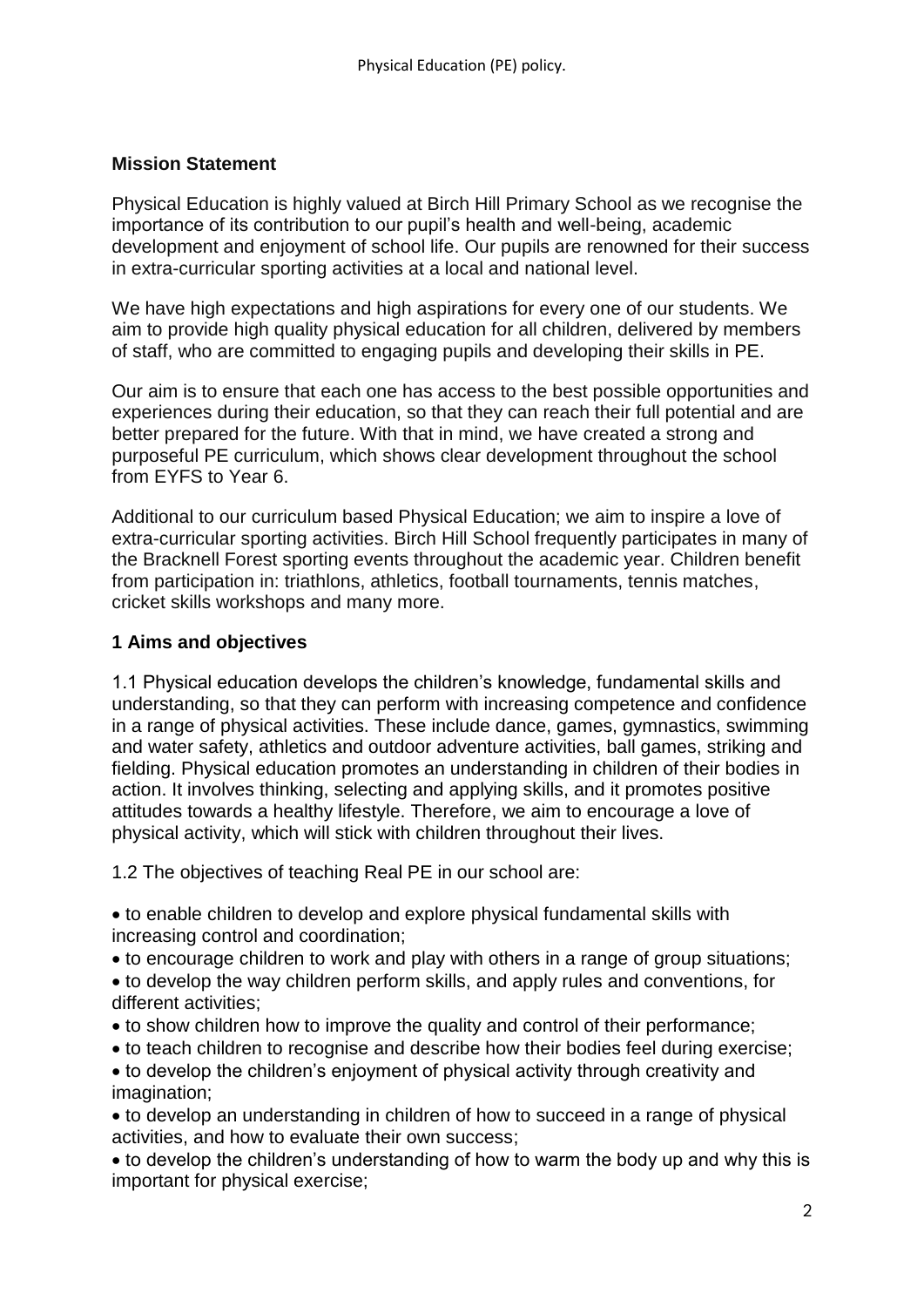## Mission Statement

Physical Education is highly valued at Birch Hill Primary School as we recognise the importance of its contribution to our pupil's health and well-being, academic development and enjoyment of school life. Our pupils are renowned for their success in extra-curricular sporting activities at a local and national level.

We have high expectations and high aspirations for every one of our students. We aim to provide high quality physical education for all children, delivered by members of staff, who are committed to engaging pupils and developing their skills in PE.

Our aim is to ensure that each one has access to the best possible opportunities and experiences during their education, so that they can reach their full potential and are better prepared for the future. With that in mind, we have created a strong and purposeful PE curriculum, which shows clear development throughout the school from EYFS to Year 6.

Additional to our curriculum based Physical Education; we aim to inspire a love of extra-curricular sporting activities. Birch Hill School frequently participates in many of the Bracknell Forest sporting events throughout the academic year. Children benefit from participation in: triathlons, athletics, football tournaments, tennis matches, cricket skills workshops and many more.

## 1 Aims and objectives

1.1 Physical education develops the children's knowledge, fundamental skills and understanding, so that they can perform with increasing competence and confidence in a range of physical activities. These include dance, games, gymnastics, swimming and water safety, athletics and outdoor adventure activities, ball games, striking and fielding. Physical education promotes an understanding in children of their bodies in action. It involves thinking, selecting and applying skills, and it promotes positive attitudes towards a healthy lifestyle. Therefore, we aim to encourage a love of physical activity, which will stick with children throughout their lives.

1.2 The objectives of teaching Real PE in our school are:

- to enable children to develop and explore physical fundamental skills with increasing control and coordination;
- to encourage children to work and play with others in a range of group situations;
- to develop the way children perform skills, and apply rules and conventions, for different activities;
- to show children how to improve the quality and control of their performance;
- to teach children to recognise and describe how their bodies feel during exercise;
- to develop the children's enjoyment of physical activity through creativity and imagination;
- to develop an understanding in children of how to succeed in a range of physical activities, and how to evaluate their own success;
- to develop the children's understanding of how to warm the body up and why this is important for physical exercise;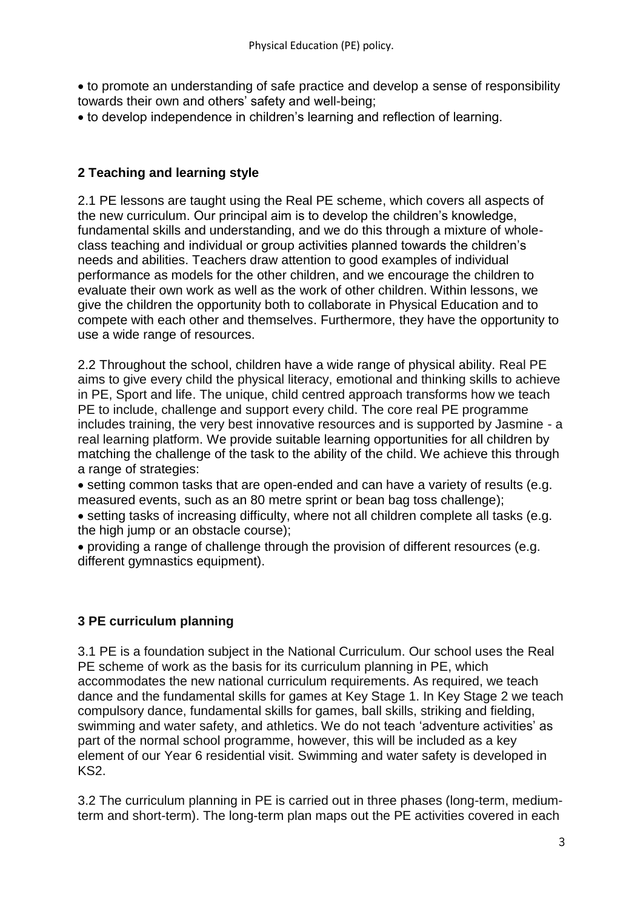- to promote an understanding of safe practice and develop a sense of responsibility towards their own and others' safety and well-being;
- to develop independence in children's learning and reflection of learning.

## 2 Teaching and learning style

2.1 PE lessons are taught using the Real PE scheme, which covers all aspects of the new curriculum. Our principal aim is to develop the children's knowledge, fundamental skills and understanding, and we do this through a mixture of whole-class teaching and individual or group activities planned towards the children's needs and abilities. Teachers draw attention to good examples of individual performance as models for the other children, and we encourage the children to evaluate their own work as well as the work of other children. Within lessons, we give the children the opportunity both to collaborate in Physical Education and to compete with each other and themselves. Furthermore, they have the opportunity to use a wide range of resources.

2.2 Throughout the school, children have a wide range of physical ability. Real PE aims to give every child the physical literacy, emotional and thinking skills to achieve in PE, Sport and life. The unique, child centred approach transforms how we teach PE to include, challenge and support every child. The core real PE programme includes training, the very best innovative resources and is supported by Jasmine - a real learning platform. We provide suitable learning opportunities for all children by matching the challenge of the task to the ability of the child. We achieve this through a range of strategies:

- setting common tasks that are open-ended and can have a variety of results (e.g. measured events, such as an 80 metre sprint or bean bag toss challenge);
- setting tasks of increasing difficulty, where not all children complete all tasks (e.g. the high jump or an obstacle course);
- providing a range of challenge through the provision of different resources (e.g. different gymnastics equipment).

## 3 PE curriculum planning

3.1 PE is a foundation subject in the National Curriculum. Our school uses the Real PE scheme of work as the basis for its curriculum planning in PE, which accommodates the new national curriculum requirements. As required, we teach dance and the fundamental skills for games at Key Stage 1. In Key Stage 2 we teach compulsory dance, fundamental skills for games, ball skills, striking and fielding, swimming and water safety, and athletics. We do not teach 'adventure activities' as part of the normal school programme, however, this will be included as a key element of our Year 6 residential visit. Swimming and water safety is developed in KS2.

3.2 The curriculum planning in PE is carried out in three phases (long-term, medium-term and short-term). The long-term plan maps out the PE activities covered in each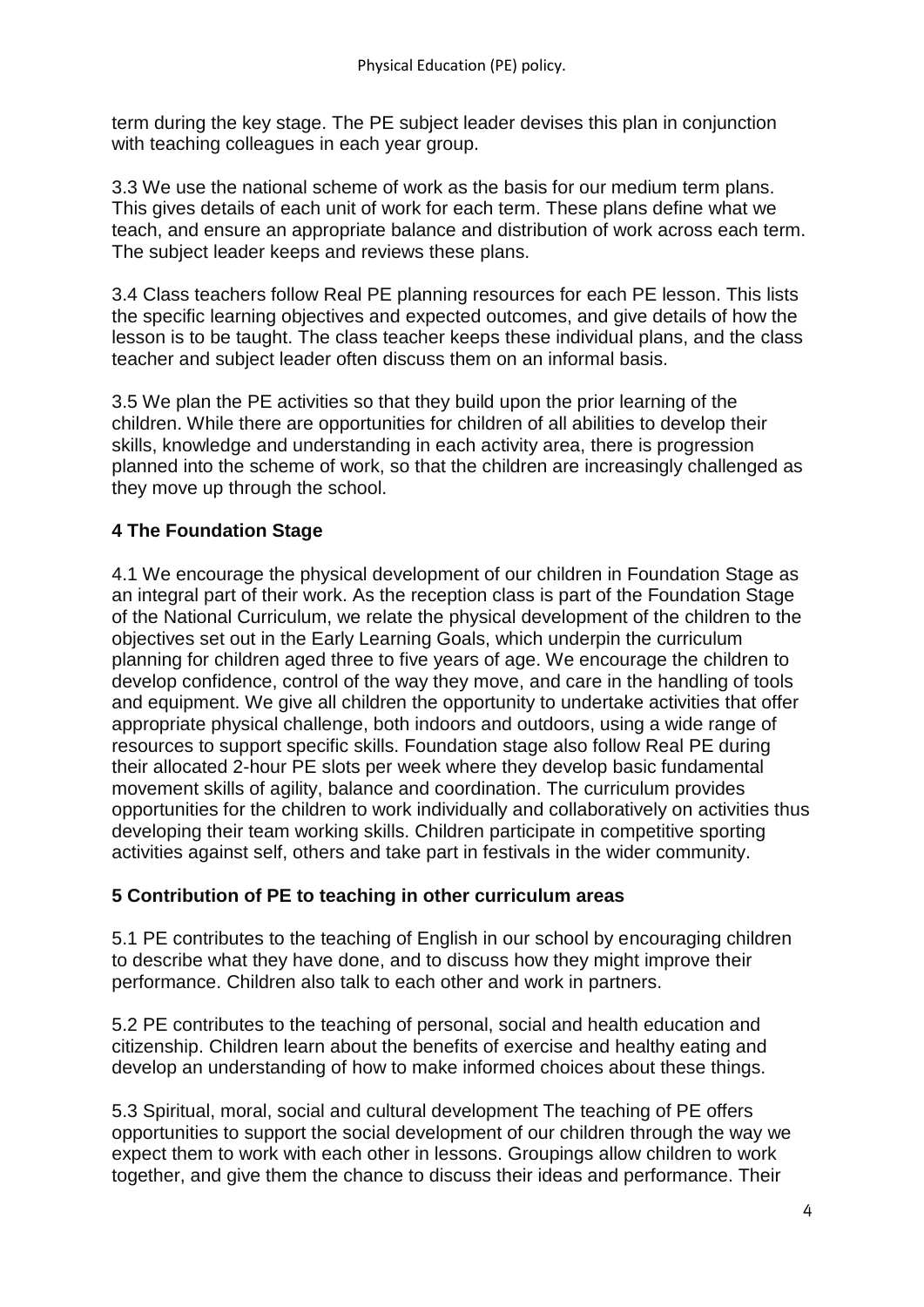term during the key stage. The PE subject leader devises this plan in conjunction with teaching colleagues in each year group.

3.3 We use the national scheme of work as the basis for our medium term plans. This gives details of each unit of work for each term. These plans define what we teach, and ensure an appropriate balance and distribution of work across each term. The subject leader keeps and reviews these plans.

3.4 Class teachers follow Real PE planning resources for each PE lesson. This lists the specific learning objectives and expected outcomes, and give details of how the lesson is to be taught. The class teacher keeps these individual plans, and the class teacher and subject leader often discuss them on an informal basis.

3.5 We plan the PE activities so that they build upon the prior learning of the children. While there are opportunities for children of all abilities to develop their skills, knowledge and understanding in each activity area, there is progression planned into the scheme of work, so that the children are increasingly challenged as they move up through the school.

## 4 The Foundation Stage

4.1 We encourage the physical development of our children in Foundation Stage as an integral part of their work. As the reception class is part of the Foundation Stage of the National Curriculum, we relate the physical development of the children to the objectives set out in the Early Learning Goals, which underpin the curriculum planning for children aged three to five years of age. We encourage the children to develop confidence, control of the way they move, and care in the handling of tools and equipment. We give all children the opportunity to undertake activities that offer appropriate physical challenge, both indoors and outdoors, using a wide range of resources to support specific skills. Foundation stage also follow Real PE during their allocated 2-hour PE slots per week where they develop basic fundamental movement skills of agility, balance and coordination. The curriculum provides opportunities for the children to work individually and collaboratively on activities thus developing their team working skills. Children participate in competitive sporting activities against self, others and take part in festivals in the wider community.

## 5 Contribution of PE to teaching in other curriculum areas

5.1 PE contributes to the teaching of English in our school by encouraging children to describe what they have done, and to discuss how they might improve their performance. Children also talk to each other and work in partners.

5.2 PE contributes to the teaching of personal, social and health education and citizenship. Children learn about the benefits of exercise and healthy eating and develop an understanding of how to make informed choices about these things.

5.3 Spiritual, moral, social and cultural development The teaching of PE offers opportunities to support the social development of our children through the way we expect them to work with each other in lessons. Groupings allow children to work together, and give them the chance to discuss their ideas and performance. Their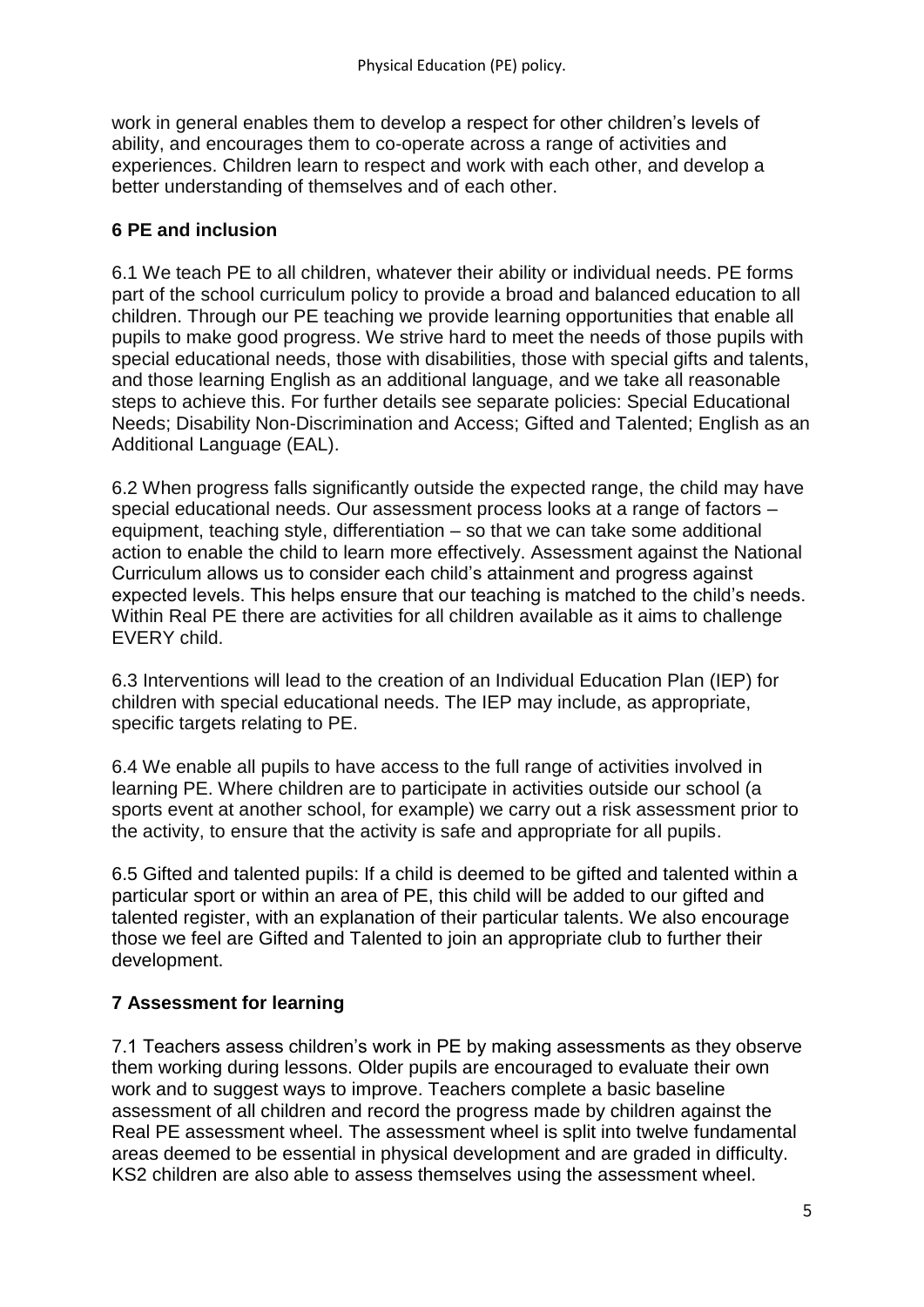work in general enables them to develop a respect for other children's levels of ability, and encourages them to co-operate across a range of activities and experiences. Children learn to respect and work with each other, and develop a better understanding of themselves and of each other.

## 6 PE and inclusion

6.1 We teach PE to all children, whatever their ability or individual needs. PE forms part of the school curriculum policy to provide a broad and balanced education to all children. Through our PE teaching we provide learning opportunities that enable all pupils to make good progress. We strive hard to meet the needs of those pupils with special educational needs, those with disabilities, those with special gifts and talents, and those learning English as an additional language, and we take all reasonable steps to achieve this. For further details see separate policies: Special Educational Needs; Disability Non-Discrimination and Access; Gifted and Talented; English as an Additional Language (EAL).

6.2 When progress falls significantly outside the expected range, the child may have special educational needs. Our assessment process looks at a range of factors – equipment, teaching style, differentiation – so that we can take some additional action to enable the child to learn more effectively. Assessment against the National Curriculum allows us to consider each child's attainment and progress against expected levels. This helps ensure that our teaching is matched to the child's needs. Within Real PE there are activities for all children available as it aims to challenge EVERY child.

6.3 Interventions will lead to the creation of an Individual Education Plan (IEP) for children with special educational needs. The IEP may include, as appropriate, specific targets relating to PE.

6.4 We enable all pupils to have access to the full range of activities involved in learning PE. Where children are to participate in activities outside our school (a sports event at another school, for example) we carry out a risk assessment prior to the activity, to ensure that the activity is safe and appropriate for all pupils.

6.5 Gifted and talented pupils: If a child is deemed to be gifted and talented within a particular sport or within an area of PE, this child will be added to our gifted and talented register, with an explanation of their particular talents. We also encourage those we feel are Gifted and Talented to join an appropriate club to further their development.

## 7 Assessment for learning

7.1 Teachers assess children's work in PE by making assessments as they observe them working during lessons. Older pupils are encouraged to evaluate their own work and to suggest ways to improve. Teachers complete a basic baseline assessment of all children and record the progress made by children against the Real PE assessment wheel. The assessment wheel is split into twelve fundamental areas deemed to be essential in physical development and are graded in difficulty. KS2 children are also able to assess themselves using the assessment wheel.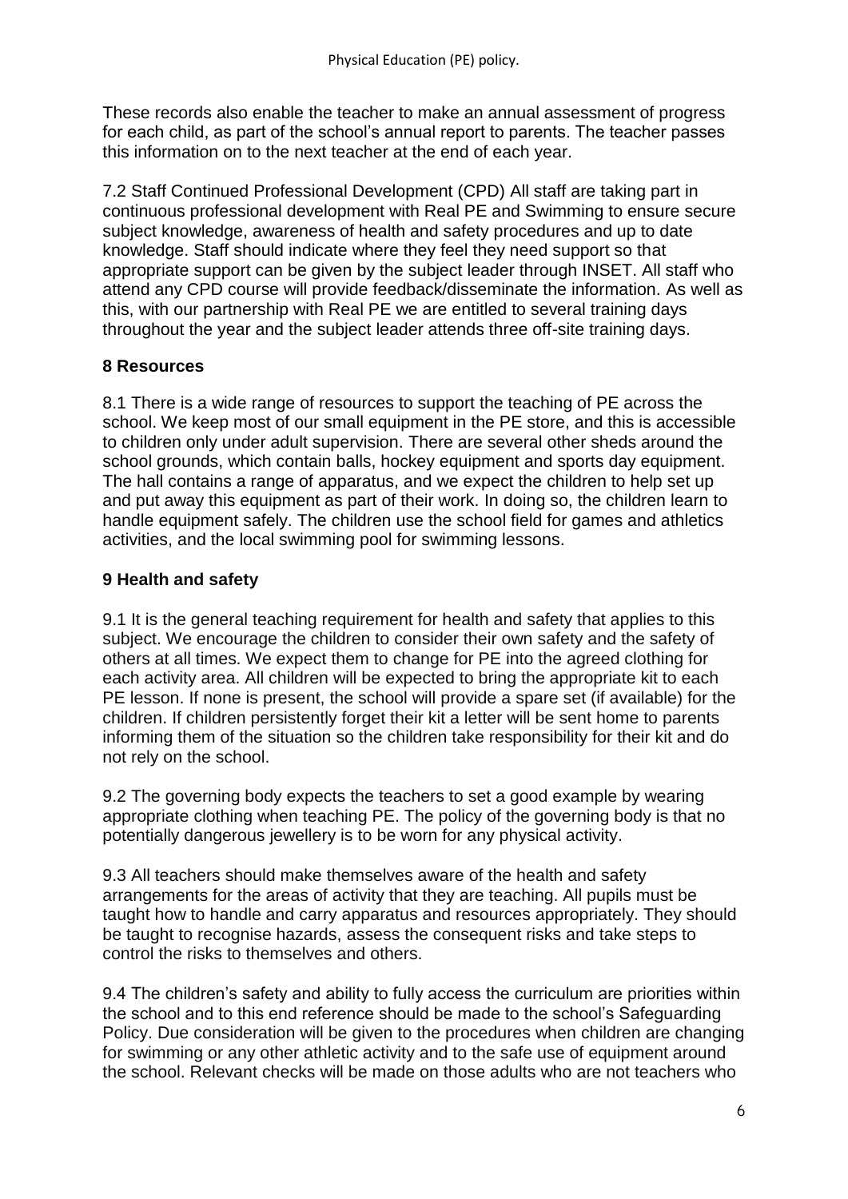These records also enable the teacher to make an annual assessment of progress for each child, as part of the school's annual report to parents. The teacher passes this information on to the next teacher at the end of each year.

7.2 Staff Continued Professional Development (CPD) All staff are taking part in continuous professional development with Real PE and Swimming to ensure secure subject knowledge, awareness of health and safety procedures and up to date knowledge. Staff should indicate where they feel they need support so that appropriate support can be given by the subject leader through INSET. All staff who attend any CPD course will provide feedback/disseminate the information. As well as this, with our partnership with Real PE we are entitled to several training days throughout the year and the subject leader attends three off-site training days.

## 8 Resources

8.1 There is a wide range of resources to support the teaching of PE across the school. We keep most of our small equipment in the PE store, and this is accessible to children only under adult supervision. There are several other sheds around the school grounds, which contain balls, hockey equipment and sports day equipment. The hall contains a range of apparatus, and we expect the children to help set up and put away this equipment as part of their work. In doing so, the children learn to handle equipment safely. The children use the school field for games and athletics activities, and the local swimming pool for swimming lessons.

## 9 Health and safety

9.1 It is the general teaching requirement for health and safety that applies to this subject. We encourage the children to consider their own safety and the safety of others at all times. We expect them to change for PE into the agreed clothing for each activity area. All children will be expected to bring the appropriate kit to each PE lesson. If none is present, the school will provide a spare set (if available) for the children. If children persistently forget their kit a letter will be sent home to parents informing them of the situation so the children take responsibility for their kit and do not rely on the school.

9.2 The governing body expects the teachers to set a good example by wearing appropriate clothing when teaching PE. The policy of the governing body is that no potentially dangerous jewellery is to be worn for any physical activity.

9.3 All teachers should make themselves aware of the health and safety arrangements for the areas of activity that they are teaching. All pupils must be taught how to handle and carry apparatus and resources appropriately. They should be taught to recognise hazards, assess the consequent risks and take steps to control the risks to themselves and others.

9.4 The children's safety and ability to fully access the curriculum are priorities within the school and to this end reference should be made to the school's Safeguarding Policy. Due consideration will be given to the procedures when children are changing for swimming or any other athletic activity and to the safe use of equipment around the school. Relevant checks will be made on those adults who are not teachers who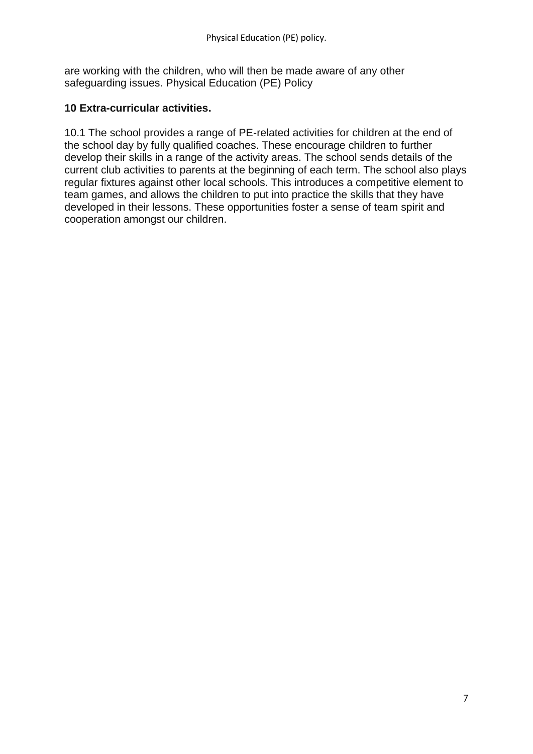are working with the children, who will then be made aware of any other safeguarding issues. Physical Education (PE) Policy

## 10 Extra-curricular activities.

10.1 The school provides a range of PE-related activities for children at the end of the school day by fully qualified coaches. These encourage children to further develop their skills in a range of the activity areas. The school sends details of the current club activities to parents at the beginning of each term. The school also plays regular fixtures against other local schools. This introduces a competitive element to team games, and allows the children to put into practice the skills that they have developed in their lessons. These opportunities foster a sense of team spirit and cooperation amongst our children.